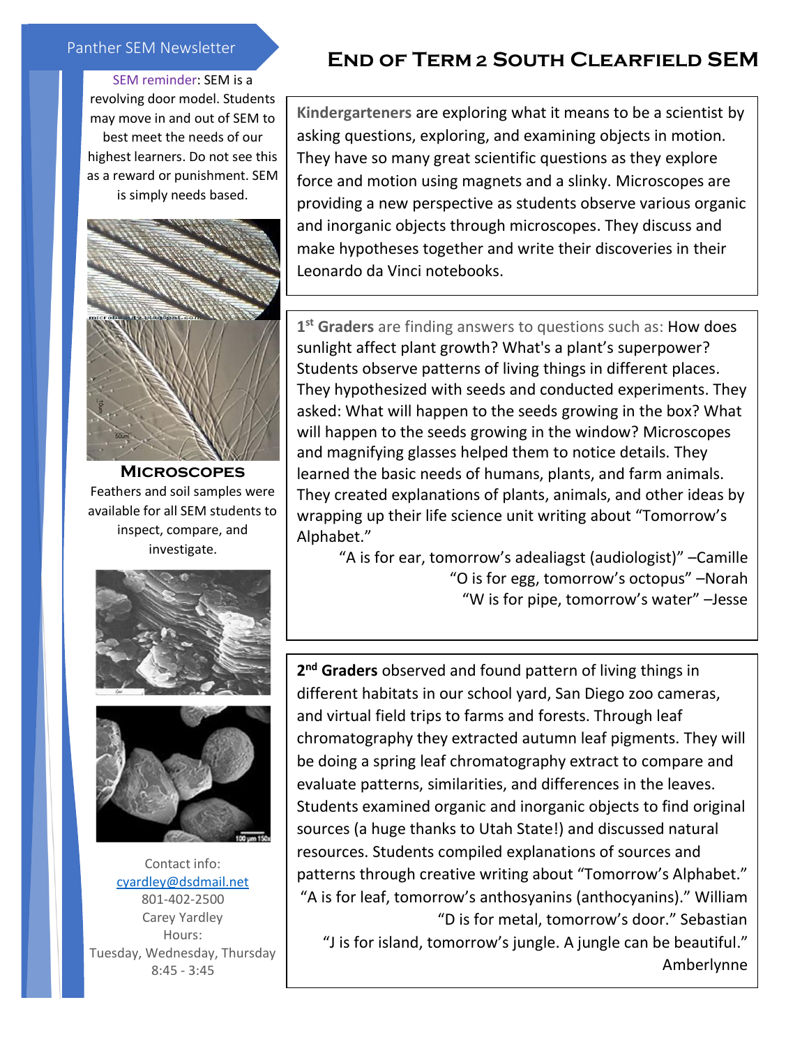Panther SEM Newsletter

# End of Term 2 South Clearfield SEM

SEM reminder: SEM is a revolving door model. Students may move in and out of SEM to best meet the needs of our highest learners. Do not see this as a reward or punishment. SEM is simply needs based.

**Microscopes**

Feathers and soil samples were available for all SEM students to inspect, compare, and investigate.

Contact info:
cyardley@dsdmail.net
801-402-2500
Carey Yardley
Hours:
Tuesday, Wednesday, Thursday
8:45 - 3:45

**Kindergarteners** are exploring what it means to be a scientist by asking questions, exploring, and examining objects in motion. They have so many great scientific questions as they explore force and motion using magnets and a slinky. Microscopes are providing a new perspective as students observe various organic and inorganic objects through microscopes. They discuss and make hypotheses together and write their discoveries in their Leonardo da Vinci notebooks.

**1st Graders** are finding answers to questions such as: How does sunlight affect plant growth? What's a plant's superpower? Students observe patterns of living things in different places. They hypothesized with seeds and conducted experiments. They asked: What will happen to the seeds growing in the box? What will happen to the seeds growing in the window? Microscopes and magnifying glasses helped them to notice details. They learned the basic needs of humans, plants, and farm animals. They created explanations of plants, animals, and other ideas by wrapping up their life science unit writing about "Tomorrow's Alphabet."

"A is for ear, tomorrow's adealiagst (audiologist)" –Camille
"O is for egg, tomorrow's octopus" –Norah
"W is for pipe, tomorrow's water" –Jesse

**2nd Graders** observed and found pattern of living things in different habitats in our school yard, San Diego zoo cameras, and virtual field trips to farms and forests. Through leaf chromatography they extracted autumn leaf pigments. They will be doing a spring leaf chromatography extract to compare and evaluate patterns, similarities, and differences in the leaves. Students examined organic and inorganic objects to find original sources (a huge thanks to Utah State!) and discussed natural resources. Students compiled explanations of sources and patterns through creative writing about "Tomorrow's Alphabet."

"A is for leaf, tomorrow's anthosyanins (anthocyanins)." William
"D is for metal, tomorrow's door." Sebastian
"J is for island, tomorrow's jungle. A jungle can be beautiful." Amberlynne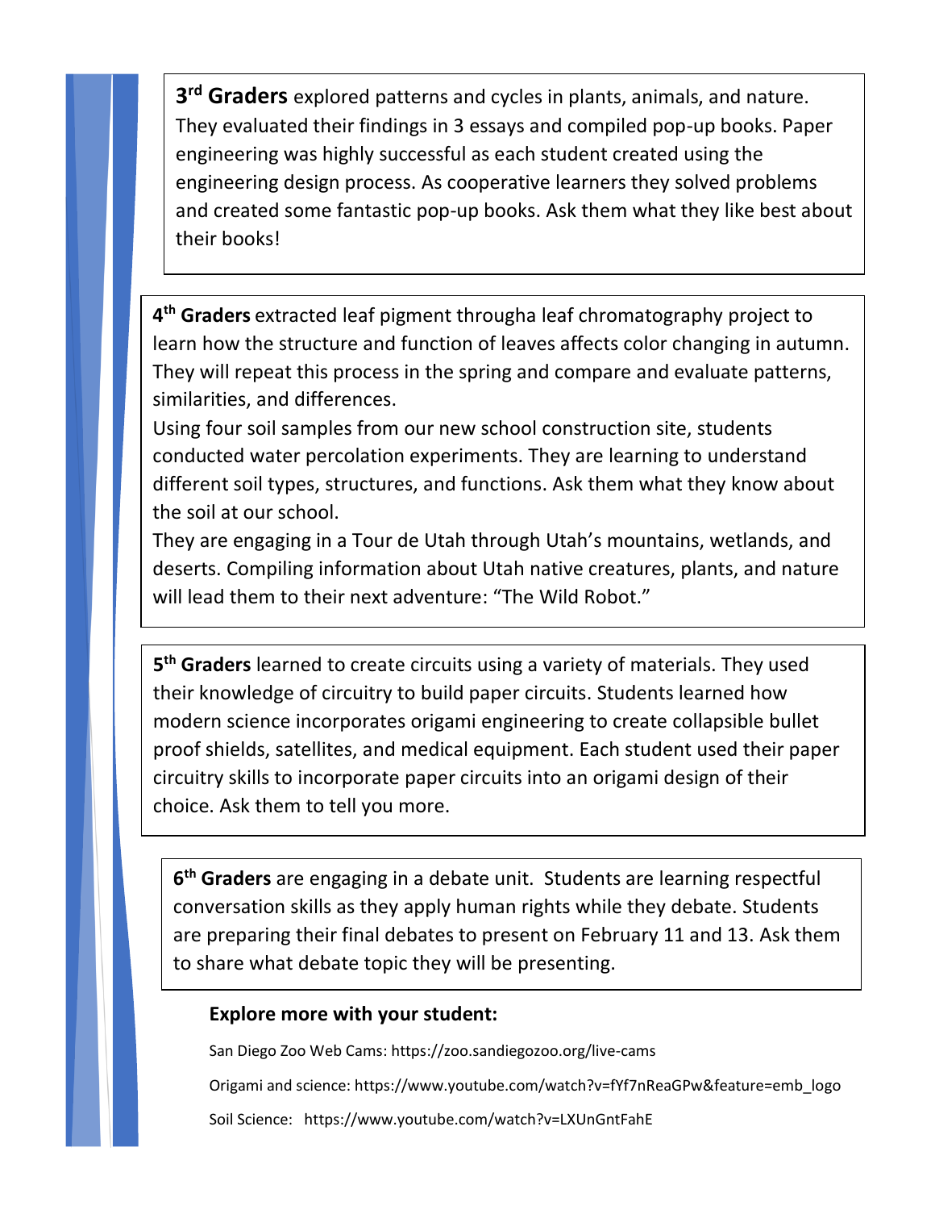**3rd Graders** explored patterns and cycles in plants, animals, and nature. They evaluated their findings in 3 essays and compiled pop-up books. Paper engineering was highly successful as each student created using the engineering design process. As cooperative learners they solved problems and created some fantastic pop-up books. Ask them what they like best about their books!

**4th Graders** extracted leaf pigment througha leaf chromatography project to learn how the structure and function of leaves affects color changing in autumn. They will repeat this process in the spring and compare and evaluate patterns, similarities, and differences.

Using four soil samples from our new school construction site, students conducted water percolation experiments. They are learning to understand different soil types, structures, and functions. Ask them what they know about the soil at our school.

They are engaging in a Tour de Utah through Utah's mountains, wetlands, and deserts. Compiling information about Utah native creatures, plants, and nature will lead them to their next adventure: "The Wild Robot."

**5th Graders** learned to create circuits using a variety of materials. They used their knowledge of circuitry to build paper circuits. Students learned how modern science incorporates origami engineering to create collapsible bullet proof shields, satellites, and medical equipment. Each student used their paper circuitry skills to incorporate paper circuits into an origami design of their choice. Ask them to tell you more.

**6th Graders** are engaging in a debate unit. Students are learning respectful conversation skills as they apply human rights while they debate. Students are preparing their final debates to present on February 11 and 13. Ask them to share what debate topic they will be presenting.

**Explore more with your student:**

San Diego Zoo Web Cams: https://zoo.sandiegozoo.org/live-cams

Origami and science: https://www.youtube.com/watch?v=fYf7nReaGPw&feature=emb_logo

Soil Science: https://www.youtube.com/watch?v=LXUnGntFahE